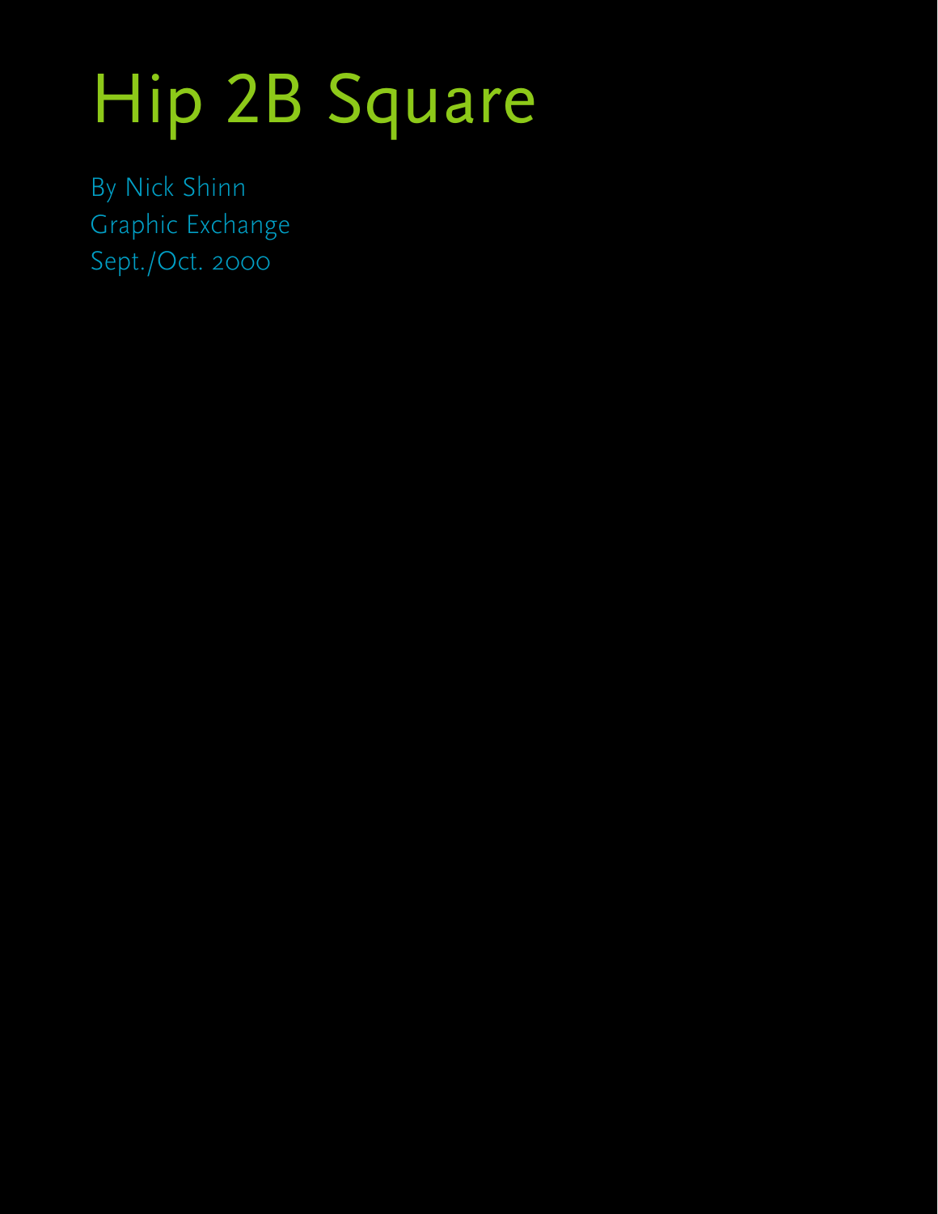# Hip 2B Square

By Nick Shinn
Graphic Exchange
Sept./Oct. 2000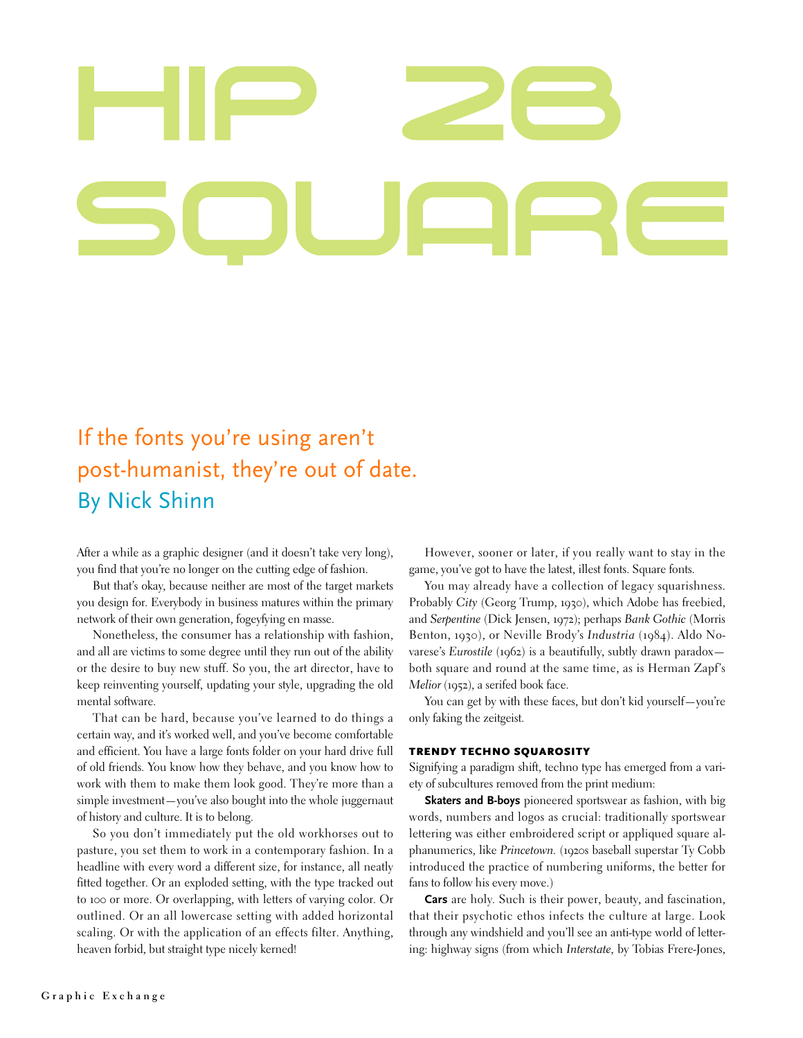# HIP 2B SQUARE

## If the fonts you're using aren't post-humanist, they're out of date.

## By Nick Shinn

After a while as a graphic designer (and it doesn't take very long), you find that you're no longer on the cutting edge of fashion.

But that's okay, because neither are most of the target markets you design for. Everybody in business matures within the primary network of their own generation, fogeyfying en masse.

Nonetheless, the consumer has a relationship with fashion, and all are victims to some degree until they run out of the ability or the desire to buy new stuff. So you, the art director, have to keep reinventing yourself, updating your style, upgrading the old mental software.

That can be hard, because you've learned to do things a certain way, and it's worked well, and you've become comfortable and efficient. You have a large fonts folder on your hard drive full of old friends. You know how they behave, and you know how to work with them to make them look good. They're more than a simple investment—you've also bought into the whole juggernaut of history and culture. It is to belong.

So you don't immediately put the old workhorses out to pasture, you set them to work in a contemporary fashion. In a headline with every word a different size, for instance, all neatly fitted together. Or an exploded setting, with the type tracked out to 100 or more. Or overlapping, with letters of varying color. Or outlined. Or an all lowercase setting with added horizontal scaling. Or with the application of an effects filter. Anything, heaven forbid, but straight type nicely kerned!

However, sooner or later, if you really want to stay in the game, you've got to have the latest, illest fonts. Square fonts.

You may already have a collection of legacy squarishness. Probably *City* (Georg Trump, 1930), which Adobe has freebied, and *Serpentine* (Dick Jensen, 1972); perhaps *Bank Gothic* (Morris Benton, 1930), or Neville Brody's *Industria* (1984). Aldo Novarese's *Eurostile* (1962) is a beautifully, subtly drawn paradox—both square and round at the same time, as is Herman Zapf's *Melior* (1952), a serifed book face.

You can get by with these faces, but don't kid yourself—you're only faking the zeitgeist.

### TRENDY TECHNO SQUAROSITY

Signifying a paradigm shift, techno type has emerged from a variety of subcultures removed from the print medium:

**Skaters and B-boys** pioneered sportswear as fashion, with big words, numbers and logos as crucial: traditionally sportswear lettering was either embroidered script or appliqued square alphanumerics, like *Princetown*. (1920s baseball superstar Ty Cobb introduced the practice of numbering uniforms, the better for fans to follow his every move.)

**Cars** are holy. Such is their power, beauty, and fascination, that their psychotic ethos infects the culture at large. Look through any windshield and you'll see an anti-type world of lettering: highway signs (from which *Interstate*, by Tobias Frere-Jones,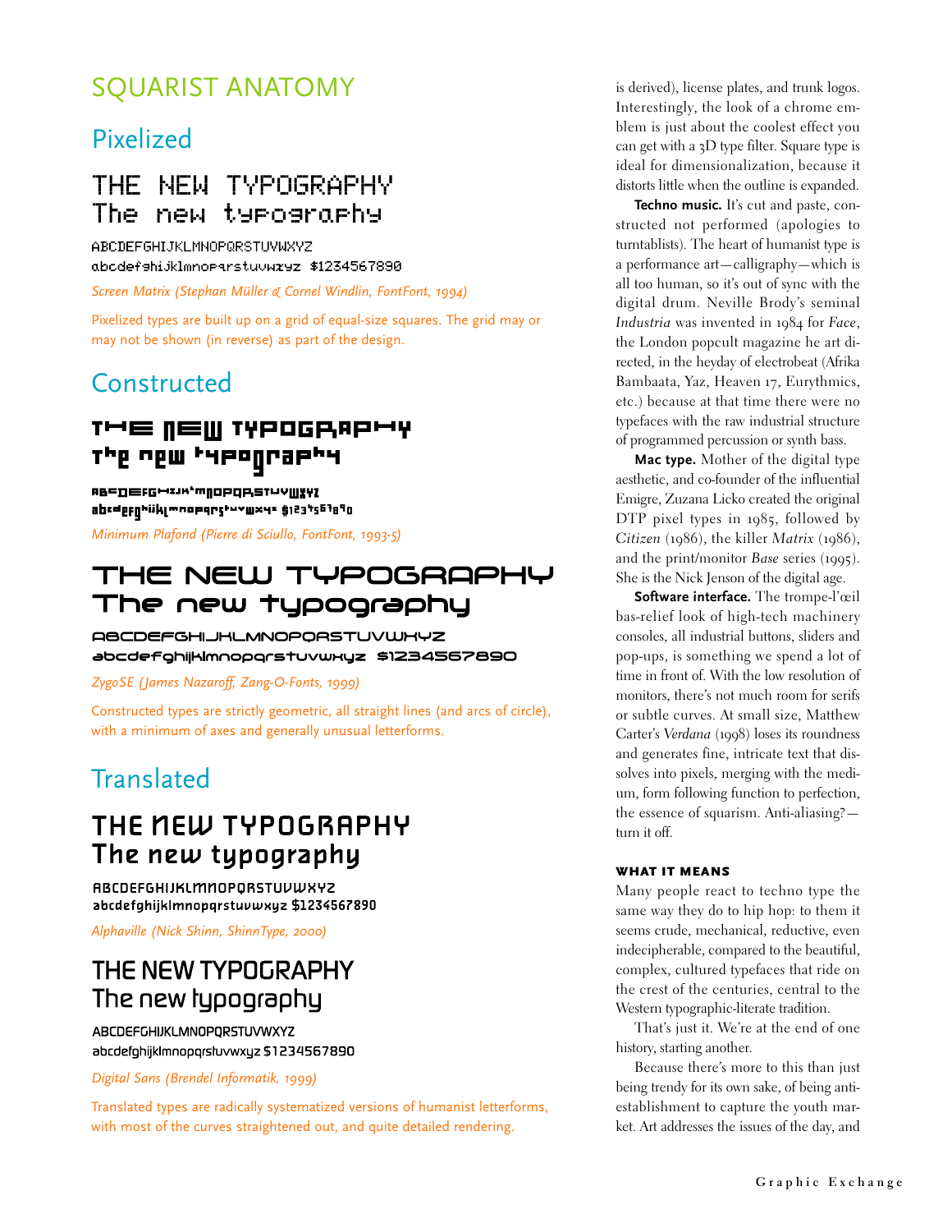# SQUARIST ANATOMY

## Pixelized

THE NEW TYPOGRAPHY
The new typography

ABCDEFGHIJKLMNOPQRSTUVWXYZ
abcdefghijklmnopqrstuvwxyz $1234567890

*Screen Matrix (Stephan Müller & Cornel Windlin, FontFont, 1994)*

Pixelized types are built up on a grid of equal-size squares. The grid may or may not be shown (in reverse) as part of the design.

## Constructed

THE NEW TYPOGRAPHY
The new typography

ABCDEFGHIJKLMNOPQRSTUVWXYZ
abcdefghijklmnopqrstuvwxyz $1234567890

*Minimum Plafond (Pierre di Sciullo, FontFont, 1993-5)*

THE NEW TYPOGRAPHY
The new typography

ABCDEFGHIJKLMNOPQRSTUVWXYZ
abcdefghijklmnopqrstuvwxyz $1234567890

*ZygoSE (James Nazaroff, Zang-O-Fonts, 1999)*

Constructed types are strictly geometric, all straight lines (and arcs of circle), with a minimum of axes and generally unusual letterforms.

## Translated

THE NEW TYPOGRAPHY
The new typography

ABCDEFGHIJKLMNOPQRSTUVWXYZ
abcdefghijklmnopqrstuvwxyz $1234567890

*Alphaville (Nick Shinn, ShinnType, 2000)*

THE NEW TYPOGRAPHY
The new typography

ABCDEFGHIJKLMNOPQRSTUVWXYZ
abcdefghijklmnopqrstuvwxyz $1234567890

*Digital Sans (Brendel Informatik, 1999)*

Translated types are radically systematized versions of humanist letterforms, with most of the curves straightened out, and quite detailed rendering.

is derived), license plates, and trunk logos. Interestingly, the look of a chrome emblem is just about the coolest effect you can get with a 3D type filter. Square type is ideal for dimensionalization, because it distorts little when the outline is expanded.

**Techno music.** It's cut and paste, constructed not performed (apologies to turntablists). The heart of humanist type is a performance art—calligraphy—which is all too human, so it's out of sync with the digital drum. Neville Brody's seminal *Industria* was invented in 1984 for *Face*, the London popcult magazine he art directed, in the heyday of electrobeat (Afrika Bambaata, Yaz, Heaven 17, Eurythmics, etc.) because at that time there were no typefaces with the raw industrial structure of programmed percussion or synth bass.

**Mac type.** Mother of the digital type aesthetic, and co-founder of the influential Emigre, Zuzana Licko created the original DTP pixel types in 1985, followed by *Citizen* (1986), the killer *Matrix* (1986), and the print/monitor *Base* series (1995). She is the Nick Jenson of the digital age.

**Software interface.** The trompe-l'œil bas-relief look of high-tech machinery consoles, all industrial buttons, sliders and pop-ups, is something we spend a lot of time in front of. With the low resolution of monitors, there's not much room for serifs or subtle curves. At small size, Matthew Carter's *Verdana* (1998) loses its roundness and generates fine, intricate text that dissolves into pixels, merging with the medium, form following function to perfection, the essence of squarism. Anti-aliasing?—turn it off.

### WHAT IT MEANS

Many people react to techno type the same way they do to hip hop: to them it seems crude, mechanical, reductive, even indecipherable, compared to the beautiful, complex, cultured typefaces that ride on the crest of the centuries, central to the Western typographic-literate tradition.

That's just it. We're at the end of one history, starting another.

Because there's more to this than just being trendy for its own sake, of being anti-establishment to capture the youth market. Art addresses the issues of the day, and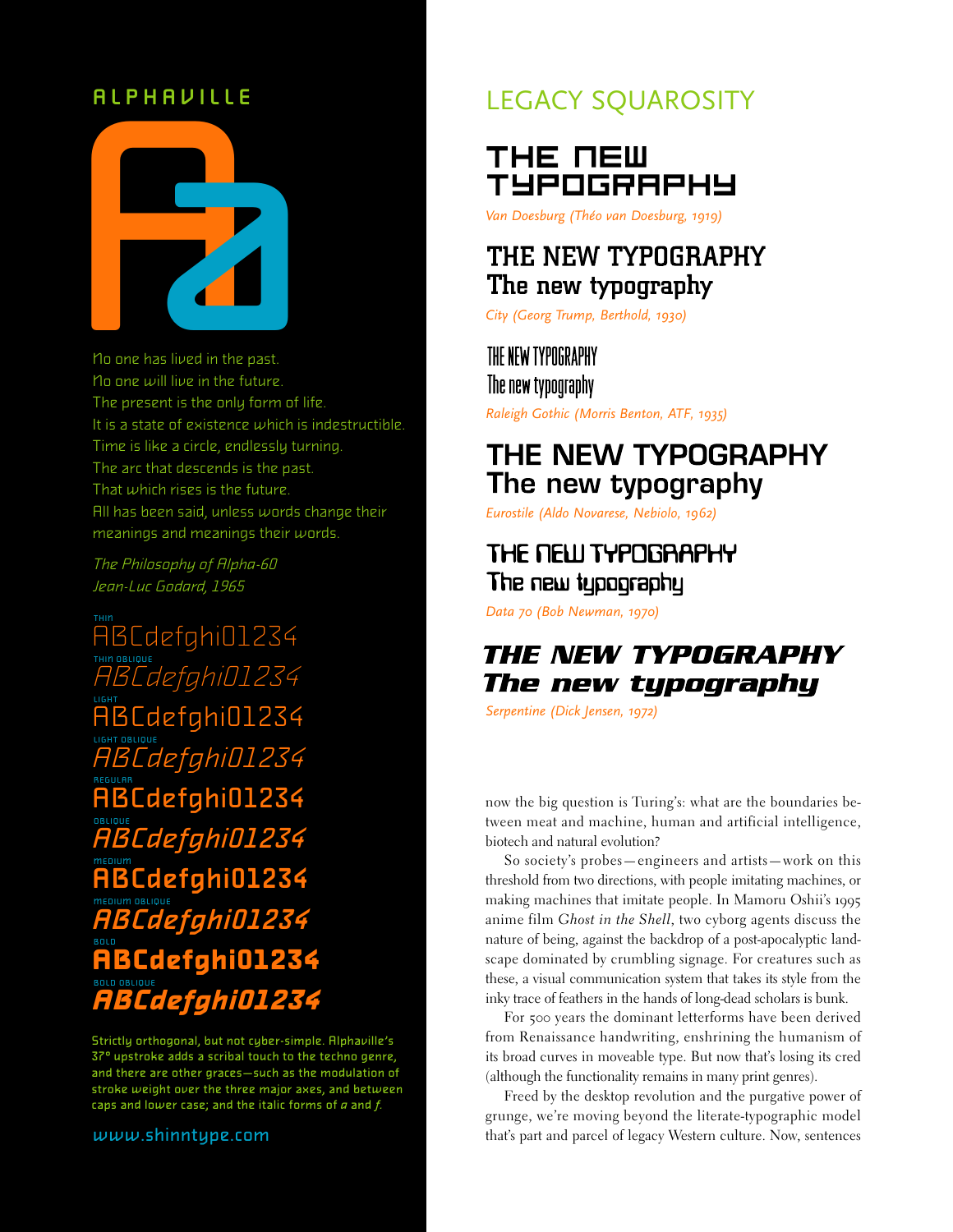## ALPHAVILLE

No one has lived in the past.
No one will live in the future.
The present is the only form of life.
It is a state of existence which is indestructible.
Time is like a circle, endlessly turning.
The arc that descends is the past.
That which rises is the future.
All has been said, unless words change their meanings and meanings their words.

*The Philosophy of Alpha-60*
*Jean-Luc Godard, 1965*

THIN
ABCdefghi01234

THIN OBLIQUE
*ABCdefghi01234*

LIGHT
ABCdefghi01234

LIGHT OBLIQUE
*ABCdefghi01234*

REGULAR
ABCdefghi01234

OBLIQUE
*ABCdefghi01234*

MEDIUM
**ABCdefghi01234**

MEDIUM OBLIQUE
***ABCdefghi01234***

BOLD
**ABCdefghi01234**

BOLD OBLIQUE
***ABCdefghi01234***

Strictly orthogonal, but not cyber-simple. Alphaville's 37° upstroke adds a scribal touch to the techno genre, and there are other graces—such as the modulation of stroke weight over the three major axes, and between caps and lower case; and the italic forms of *a* and *f*.

www.shinntype.com

## LEGACY SQUAROSITY

**THE NEW TYPOGRAPHY**

*Van Doesburg (Théo van Doesburg, 1919)*

**THE NEW TYPOGRAPHY**
**The new typography**

*City (Georg Trump, Berthold, 1930)*

THE NEW TYPOGRAPHY
The new typography

*Raleigh Gothic (Morris Benton, ATF, 1935)*

**THE NEW TYPOGRAPHY**
**The new typography**

*Eurostile (Aldo Novarese, Nebiolo, 1962)*

**THE NEW TYPOGRAPHY**
**The new typography**

*Data 70 (Bob Newman, 1970)*

***THE NEW TYPOGRAPHY***
***The new typography***

*Serpentine (Dick Jensen, 1972)*

now the big question is Turing's: what are the boundaries between meat and machine, human and artificial intelligence, biotech and natural evolution?

So society's probes—engineers and artists—work on this threshold from two directions, with people imitating machines, or making machines that imitate people. In Mamoru Oshii's 1995 anime film *Ghost in the Shell*, two cyborg agents discuss the nature of being, against the backdrop of a post-apocalyptic landscape dominated by crumbling signage. For creatures such as these, a visual communication system that takes its style from the inky trace of feathers in the hands of long-dead scholars is bunk.

For 500 years the dominant letterforms have been derived from Renaissance handwriting, enshrining the humanism of its broad curves in moveable type. But now that's losing its cred (although the functionality remains in many print genres).

Freed by the desktop revolution and the purgative power of grunge, we're moving beyond the literate-typographic model that's part and parcel of legacy Western culture. Now, sentences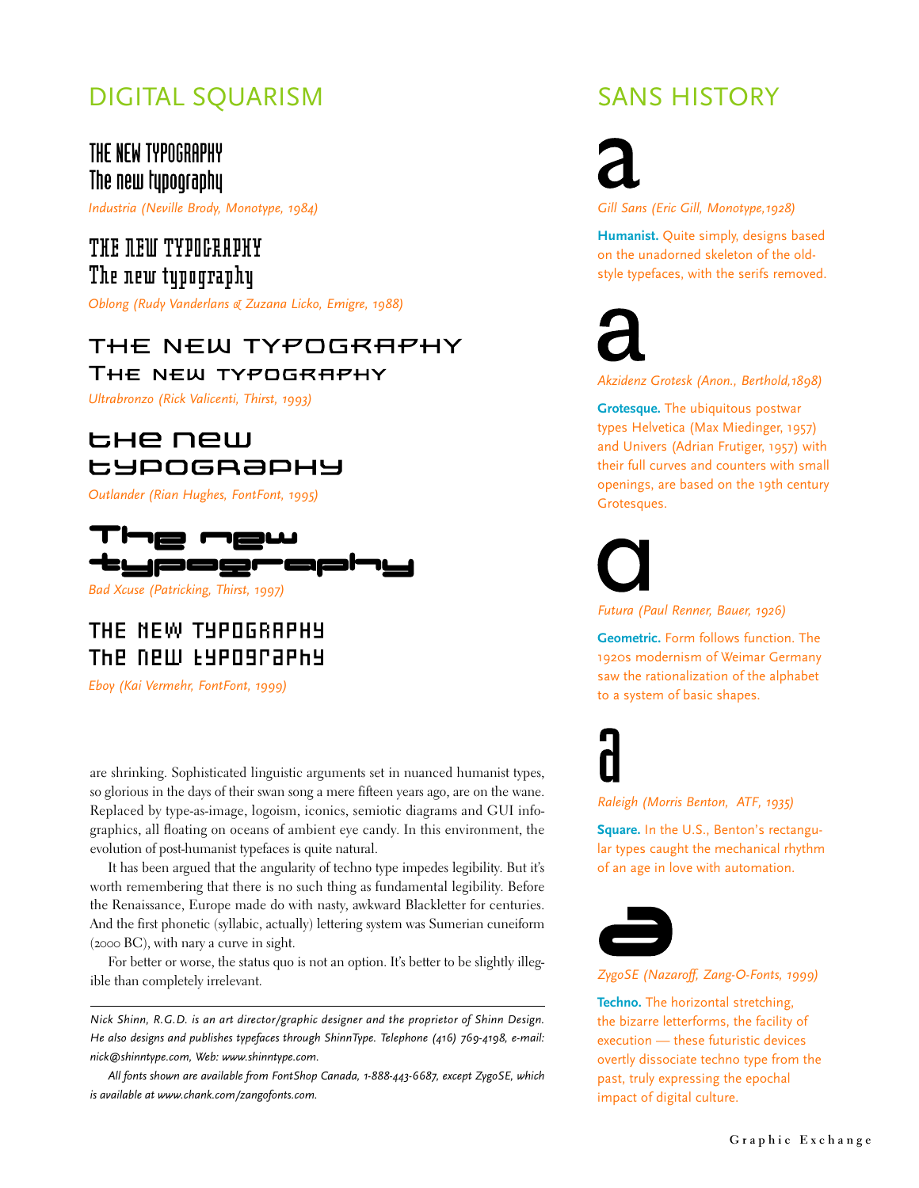## DIGITAL SQUARISM

THE NEW TYPOGRAPHY
The new typography

*Industria (Neville Brody, Monotype, 1984)*

THE NEW TYPOGRAPHY
The new typography

*Oblong (Rudy Vanderlans & Zuzana Licko, Emigre, 1988)*

THE NEW TYPOGRAPHY
THE NEW TYPOGRAPHY

*Ultrabronzo (Rick Valicenti, Thirst, 1993)*

the new
typography

*Outlander (Rian Hughes, FontFont, 1995)*

The new
typography

*Bad Xcuse (Patricking, Thirst, 1997)*

THE NEW TYPOGRAPHY
The new typography

*Eboy (Kai Vermehr, FontFont, 1999)*

are shrinking. Sophisticated linguistic arguments set in nuanced humanist types, so glorious in the days of their swan song a mere fifteen years ago, are on the wane. Replaced by type-as-image, logoism, iconics, semiotic diagrams and GUI info-graphics, all floating on oceans of ambient eye candy. In this environment, the evolution of post-humanist typefaces is quite natural.

It has been argued that the angularity of techno type impedes legibility. But it's worth remembering that there is no such thing as fundamental legibility. Before the Renaissance, Europe made do with nasty, awkward Blackletter for centuries. And the first phonetic (syllabic, actually) lettering system was Sumerian cuneiform (2000 BC), with nary a curve in sight.

For better or worse, the status quo is not an option. It's better to be slightly illegible than completely irrelevant.

---

*Nick Shinn, R.G.D. is an art director/graphic designer and the proprietor of Shinn Design. He also designs and publishes typefaces through ShinnType. Telephone (416) 769-4198, e-mail: nick@shinntype.com, Web: www.shinntype.com.*

*All fonts shown are available from FontShop Canada, 1-888-443-6687, except ZygoSE, which is available at www.chank.com/zangofonts.com.*

## SANS HISTORY

a

*Gill Sans (Eric Gill, Monotype, 1928)*

**Humanist.** Quite simply, designs based on the unadorned skeleton of the old-style typefaces, with the serifs removed.

a

*Akzidenz Grotesk (Anon., Berthold, 1898)*

**Grotesque.** The ubiquitous postwar types Helvetica (Max Miedinger, 1957) and Univers (Adrian Frutiger, 1957) with their full curves and counters with small openings, are based on the 19th century Grotesques.

a

*Futura (Paul Renner, Bauer, 1926)*

**Geometric.** Form follows function. The 1920s modernism of Weimar Germany saw the rationalization of the alphabet to a system of basic shapes.

a

*Raleigh (Morris Benton, ATF, 1935)*

**Square.** In the U.S., Benton's rectangular types caught the mechanical rhythm of an age in love with automation.

a

*ZygoSE (Nazaroff, Zang-O-Fonts, 1999)*

**Techno.** The horizontal stretching, the bizarre letterforms, the facility of execution — these futuristic devices overtly dissociate techno type from the past, truly expressing the epochal impact of digital culture.